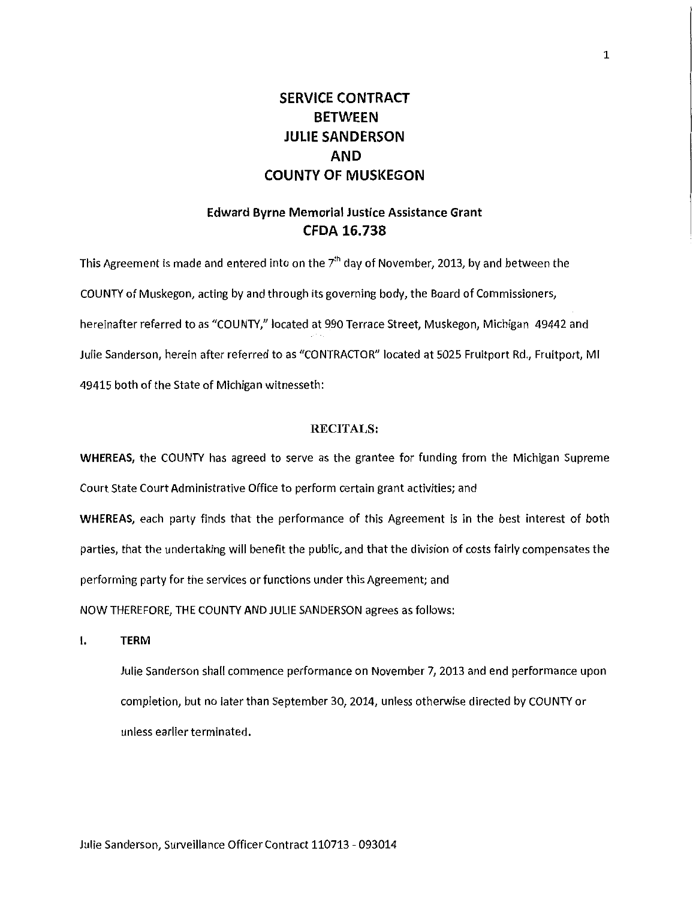# SERVICE CONTRACT BETWEEN JULIE SANDERSON AND COUNTY OF MUSKEGON

## Edward Byrne Memorial Justice Assistance Grant CFDA 16.738

This Agreement is made and entered into on the 7th day of November, 2013, by and between the COUNTY of Muskegon, acting by and through its governing body, the Board of Commissioners, hereinafter referred to as "COUNTY," located at 990 Terrace Street, Muskegon, Michigan 49442 and Julie Sanderson, herein after referred to as "CONTRACTOR" located at 5025 Fruitport Rd., Fruitport, MI 49415 both of the State of Michigan witnesseth:

### RECITALS:

**WHEREAS,** the COUNTY has agreed to serve as the grantee for funding from the Michigan Supreme Court State Court Administrative Office to perform certain grant activities; and

**WHEREAS,** each party finds that the performance of this Agreement is in the best interest of both parties, that the undertaking will benefit the public, and that the division of costs fairly compensates the performing party for the services or functions under this Agreement; and

NOW THEREFORE, THE COUNTY AND JULIE SANDERSON agrees as follows:

**I. TERM**

Julie Sanderson shall commence performance on November 7, 2013 and end performance upon completion, but no later than September 30, 2014, unless otherwise directed by COUNTY or unless earlier terminated.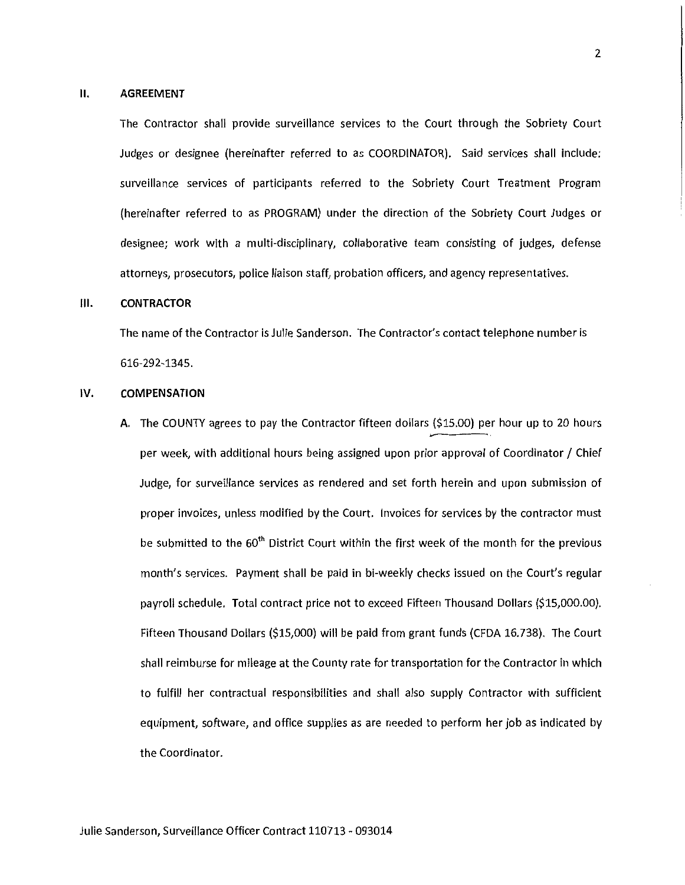## II. AGREEMENT

The Contractor shall provide surveillance services to the Court through the Sobriety Court Judges or designee (hereinafter referred to as COORDINATOR). Said services shall include: surveillance services of participants referred to the Sobriety Court Treatment Program (hereinafter referred to as PROGRAM) under the direction of the Sobriety Court Judges or designee; work with a multi-disciplinary, collaborative team consisting of judges, defense attorneys, prosecutors, police liaison staff, probation officers, and agency representatives.

## III. CONTRACTOR

The name of the Contractor is Julie Sanderson. The Contractor's contact telephone number is 616-292-1345.

## IV. COMPENSATION

A. The COUNTY agrees to pay the Contractor fifteen dollars ($15.00) per hour up to 20 hours per week, with additional hours being assigned upon prior approval of Coordinator / Chief Judge, for surveillance services as rendered and set forth herein and upon submission of proper invoices, unless modified by the Court. Invoices for services by the contractor must be submitted to the 60th District Court within the first week of the month for the previous month's services. Payment shall be paid in bi-weekly checks issued on the Court's regular payroll schedule. Total contract price not to exceed Fifteen Thousand Dollars ($15,000.00). Fifteen Thousand Dollars ($15,000) will be paid from grant funds (CFDA 16.738). The Court shall reimburse for mileage at the County rate for transportation for the Contractor in which to fulfill her contractual responsibilities and shall also supply Contractor with sufficient equipment, software, and office supplies as are needed to perform her job as indicated by the Coordinator.

Julie Sanderson, Surveillance Officer Contract 110713 - 093014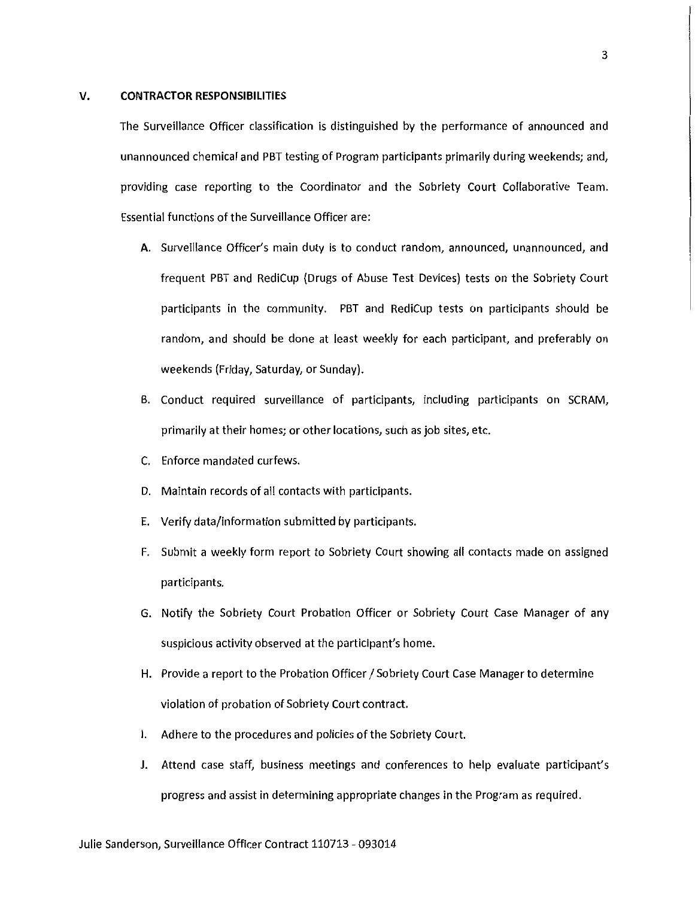## V. CONTRACTOR RESPONSIBILITIES

The Surveillance Officer classification is distinguished by the performance of announced and unannounced chemical and PBT testing of Program participants primarily during weekends; and, providing case reporting to the Coordinator and the Sobriety Court Collaborative Team. Essential functions of the Surveillance Officer are:

A. Surveillance Officer's main duty is to conduct random, announced, unannounced, and frequent PBT and RediCup (Drugs of Abuse Test Devices) tests on the Sobriety Court participants in the community. PBT and RediCup tests on participants should be random, and should be done at least weekly for each participant, and preferably on weekends (Friday, Saturday, or Sunday).

B. Conduct required surveillance of participants, including participants on SCRAM, primarily at their homes; or other locations, such as job sites, etc.

C. Enforce mandated curfews.

D. Maintain records of all contacts with participants.

E. Verify data/information submitted by participants.

F. Submit a weekly form report to Sobriety Court showing all contacts made on assigned participants.

G. Notify the Sobriety Court Probation Officer or Sobriety Court Case Manager of any suspicious activity observed at the participant's home.

H. Provide a report to the Probation Officer / Sobriety Court Case Manager to determine violation of probation of Sobriety Court contract.

I. Adhere to the procedures and policies of the Sobriety Court.

J. Attend case staff, business meetings and conferences to help evaluate participant's progress and assist in determining appropriate changes in the Program as required.

Julie Sanderson, Surveillance Officer Contract 110713 - 093014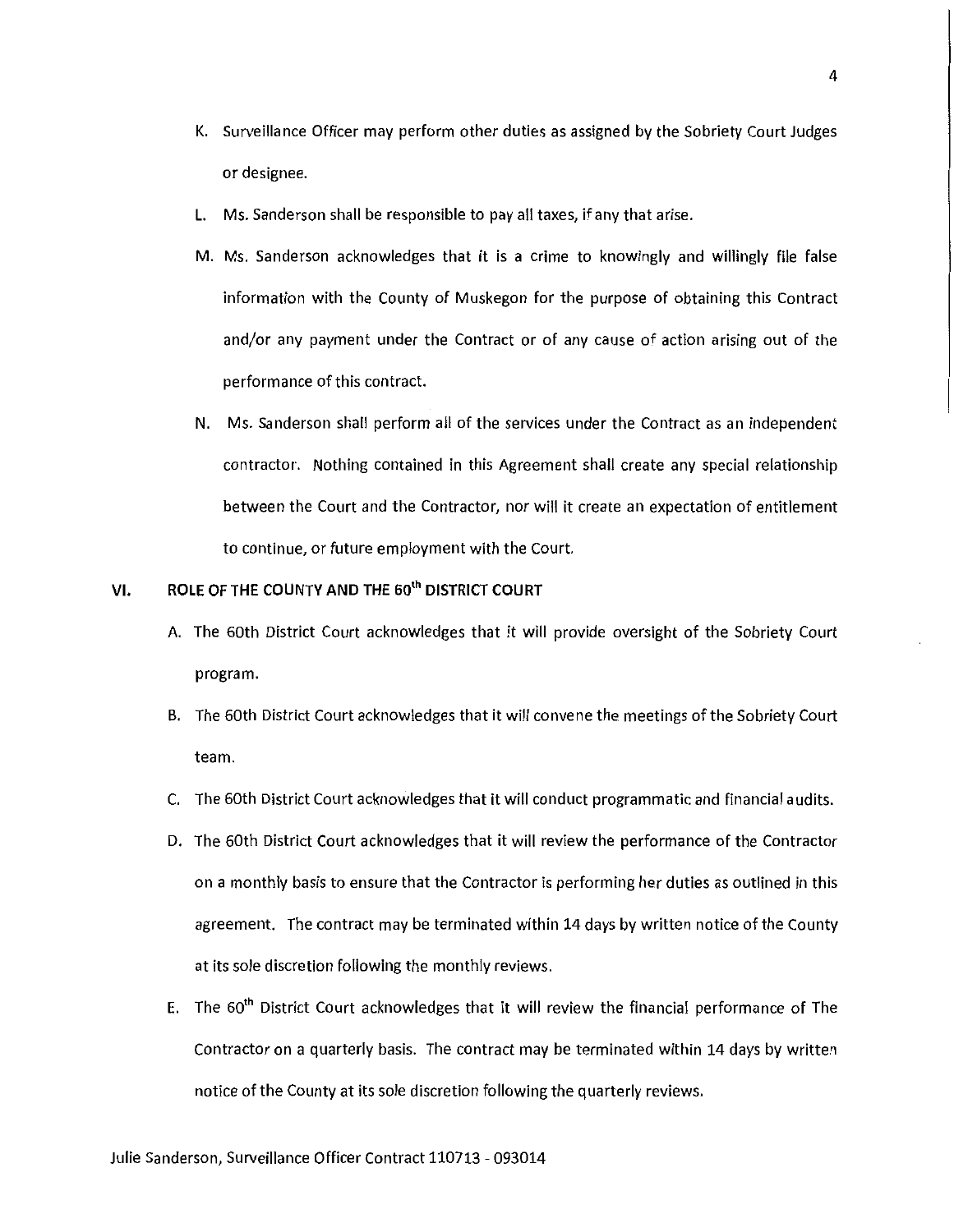K. Surveillance Officer may perform other duties as assigned by the Sobriety Court Judges or designee.

L. Ms. Sanderson shall be responsible to pay all taxes, if any that arise.

M. Ms. Sanderson acknowledges that it is a crime to knowingly and willingly file false information with the County of Muskegon for the purpose of obtaining this Contract and/or any payment under the Contract or of any cause of action arising out of the performance of this contract.

N. Ms. Sanderson shall perform all of the services under the Contract as an independent contractor. Nothing contained in this Agreement shall create any special relationship between the Court and the Contractor, nor will it create an expectation of entitlement to continue, or future employment with the Court.

## VI. ROLE OF THE COUNTY AND THE 60th DISTRICT COURT

A. The 60th District Court acknowledges that it will provide oversight of the Sobriety Court program.

B. The 60th District Court acknowledges that it will convene the meetings of the Sobriety Court team.

C. The 60th District Court acknowledges that it will conduct programmatic and financial audits.

D. The 60th District Court acknowledges that it will review the performance of the Contractor on a monthly basis to ensure that the Contractor is performing her duties as outlined in this agreement. The contract may be terminated within 14 days by written notice of the County at its sole discretion following the monthly reviews.

E. The 60th District Court acknowledges that it will review the financial performance of The Contractor on a quarterly basis. The contract may be terminated within 14 days by written notice of the County at its sole discretion following the quarterly reviews.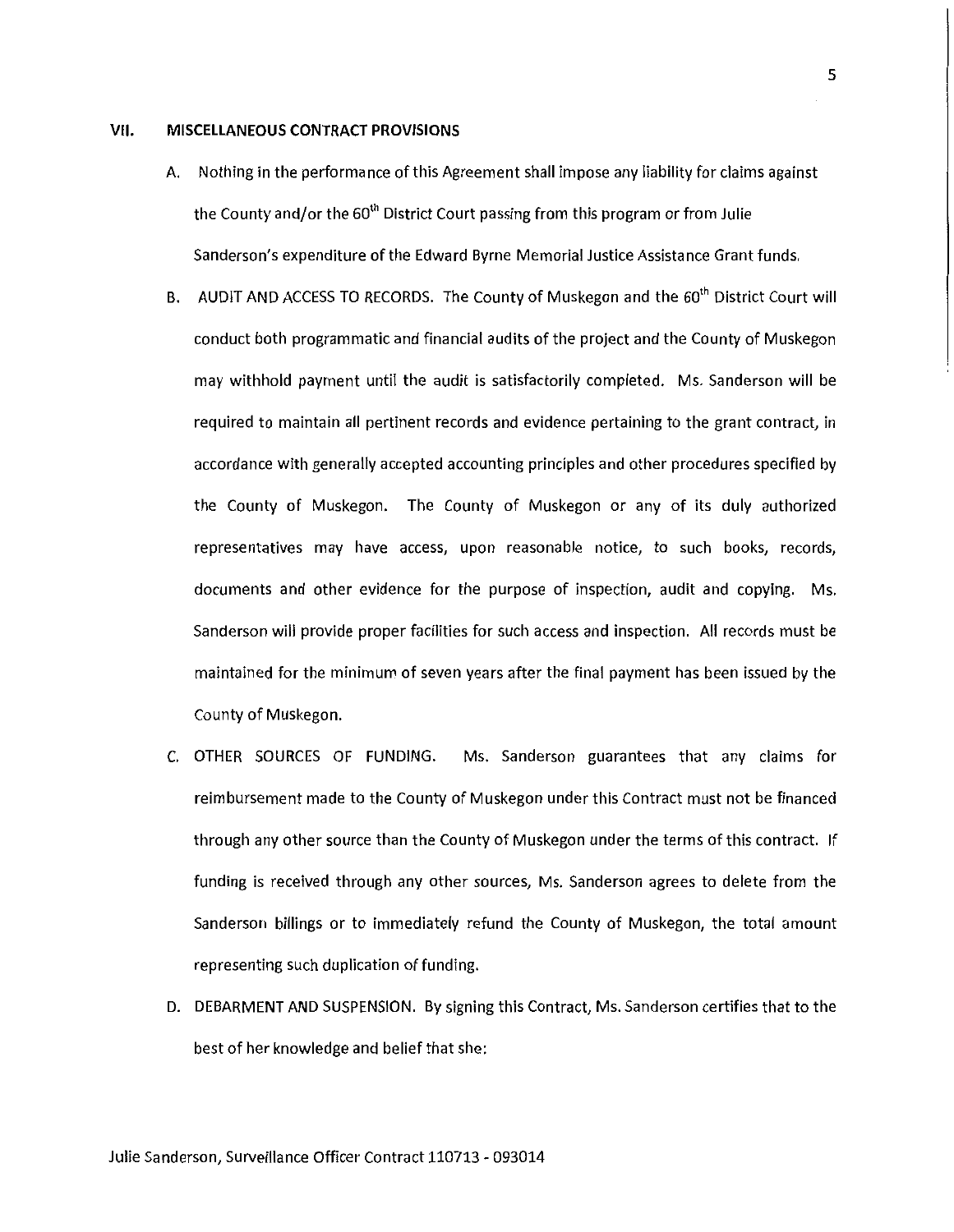## VII. MISCELLANEOUS CONTRACT PROVISIONS

A. Nothing in the performance of this Agreement shall impose any liability for claims against the County and/or the 60th District Court passing from this program or from Julie Sanderson's expenditure of the Edward Byrne Memorial Justice Assistance Grant funds.

B. AUDIT AND ACCESS TO RECORDS. The County of Muskegon and the 60th District Court will conduct both programmatic and financial audits of the project and the County of Muskegon may withhold payment until the audit is satisfactorily completed. Ms. Sanderson will be required to maintain all pertinent records and evidence pertaining to the grant contract, in accordance with generally accepted accounting principles and other procedures specified by the County of Muskegon. The County of Muskegon or any of its duly authorized representatives may have access, upon reasonable notice, to such books, records, documents and other evidence for the purpose of inspection, audit and copying. Ms. Sanderson will provide proper facilities for such access and inspection. All records must be maintained for the minimum of seven years after the final payment has been issued by the County of Muskegon.

C. OTHER SOURCES OF FUNDING. Ms. Sanderson guarantees that any claims for reimbursement made to the County of Muskegon under this Contract must not be financed through any other source than the County of Muskegon under the terms of this contract. If funding is received through any other sources, Ms. Sanderson agrees to delete from the Sanderson billings or to immediately refund the County of Muskegon, the total amount representing such duplication of funding.

D. DEBARMENT AND SUSPENSION. By signing this Contract, Ms. Sanderson certifies that to the best of her knowledge and belief that she: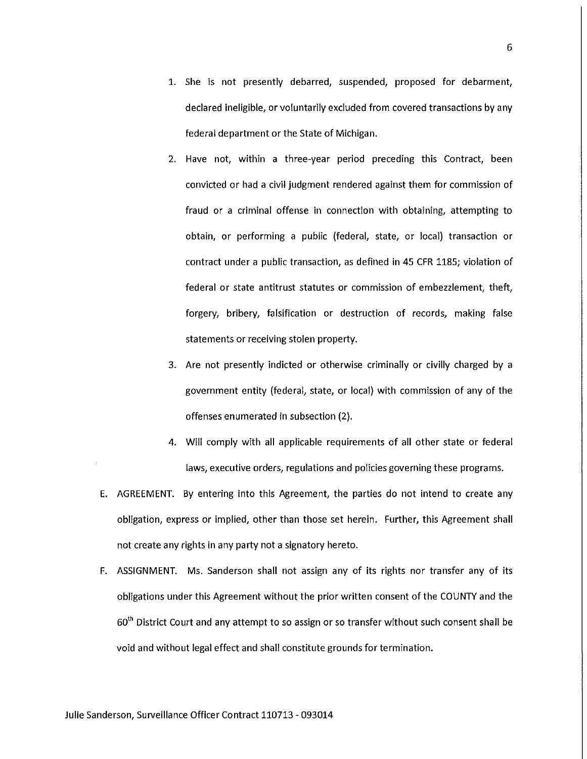1. She is not presently debarred, suspended, proposed for debarment, declared ineligible, or voluntarily excluded from covered transactions by any federal department or the State of Michigan.
2. Have not, within a three-year period preceding this Contract, been convicted or had a civil judgment rendered against them for commission of fraud or a criminal offense in connection with obtaining, attempting to obtain, or performing a public (federal, state, or local) transaction or contract under a public transaction, as defined in 45 CFR 1185; violation of federal or state antitrust statutes or commission of embezzlement, theft, forgery, bribery, falsification or destruction of records, making false statements or receiving stolen property.
3. Are not presently indicted or otherwise criminally or civilly charged by a government entity (federal, state, or local) with commission of any of the offenses enumerated in subsection (2).
4. Will comply with all applicable requirements of all other state or federal laws, executive orders, regulations and policies governing these programs.

E. AGREEMENT. By entering into this Agreement, the parties do not intend to create any obligation, express or implied, other than those set herein. Further, this Agreement shall not create any rights in any party not a signatory hereto.

F. ASSIGNMENT. Ms. Sanderson shall not assign any of its rights nor transfer any of its obligations under this Agreement without the prior written consent of the COUNTY and the 60th District Court and any attempt to so assign or so transfer without such consent shall be void and without legal effect and shall constitute grounds for termination.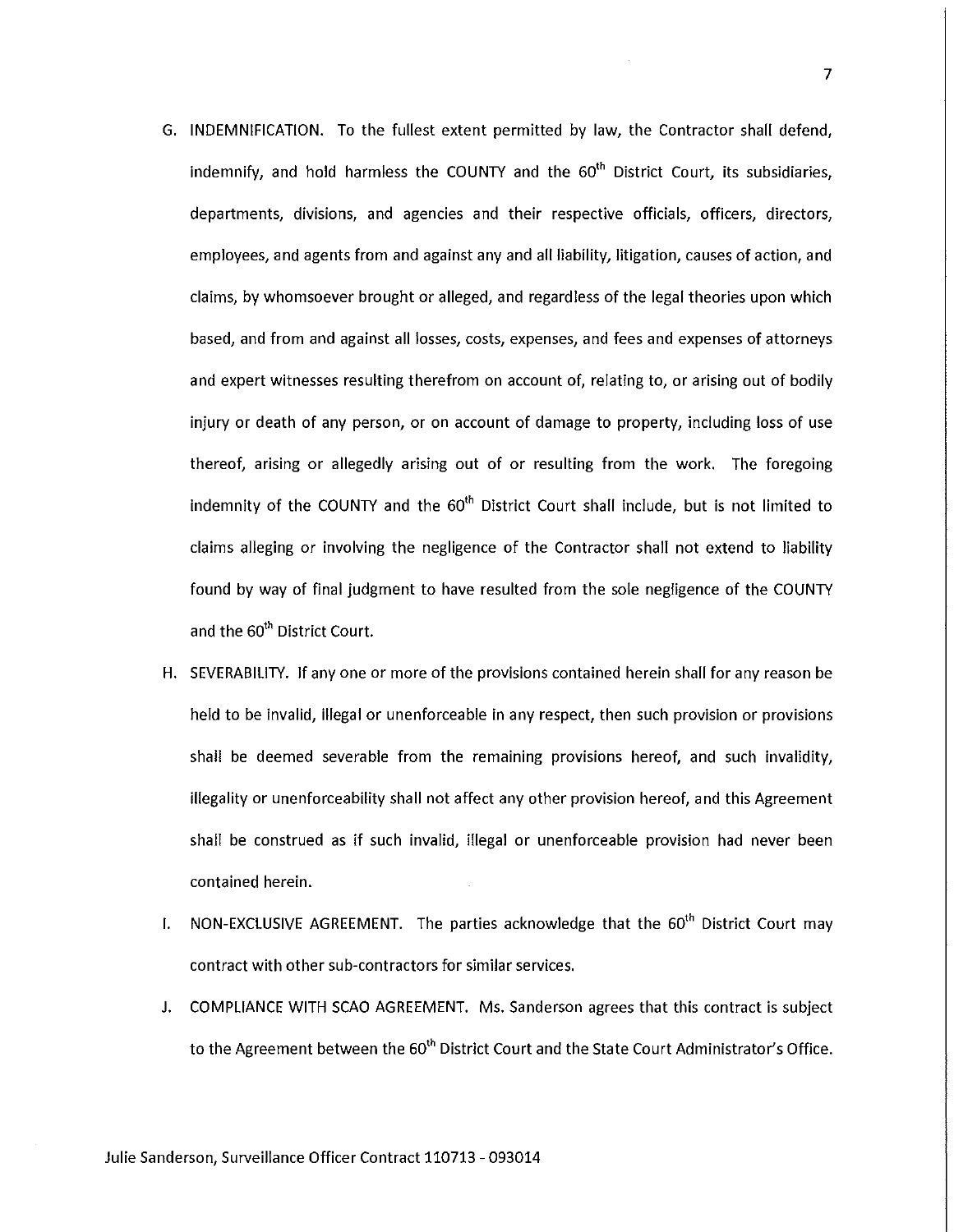G. INDEMNIFICATION. To the fullest extent permitted by law, the Contractor shall defend, indemnify, and hold harmless the COUNTY and the 60th District Court, its subsidiaries, departments, divisions, and agencies and their respective officials, officers, directors, employees, and agents from and against any and all liability, litigation, causes of action, and claims, by whomsoever brought or alleged, and regardless of the legal theories upon which based, and from and against all losses, costs, expenses, and fees and expenses of attorneys and expert witnesses resulting therefrom on account of, relating to, or arising out of bodily injury or death of any person, or on account of damage to property, including loss of use thereof, arising or allegedly arising out of or resulting from the work. The foregoing indemnity of the COUNTY and the 60th District Court shall include, but is not limited to claims alleging or involving the negligence of the Contractor shall not extend to liability found by way of final judgment to have resulted from the sole negligence of the COUNTY and the 60th District Court.

H. SEVERABILITY. If any one or more of the provisions contained herein shall for any reason be held to be invalid, illegal or unenforceable in any respect, then such provision or provisions shall be deemed severable from the remaining provisions hereof, and such invalidity, illegality or unenforceability shall not affect any other provision hereof, and this Agreement shall be construed as if such invalid, illegal or unenforceable provision had never been contained herein.

I. NON-EXCLUSIVE AGREEMENT. The parties acknowledge that the 60th District Court may contract with other sub-contractors for similar services.

J. COMPLIANCE WITH SCAO AGREEMENT. Ms. Sanderson agrees that this contract is subject to the Agreement between the 60th District Court and the State Court Administrator's Office.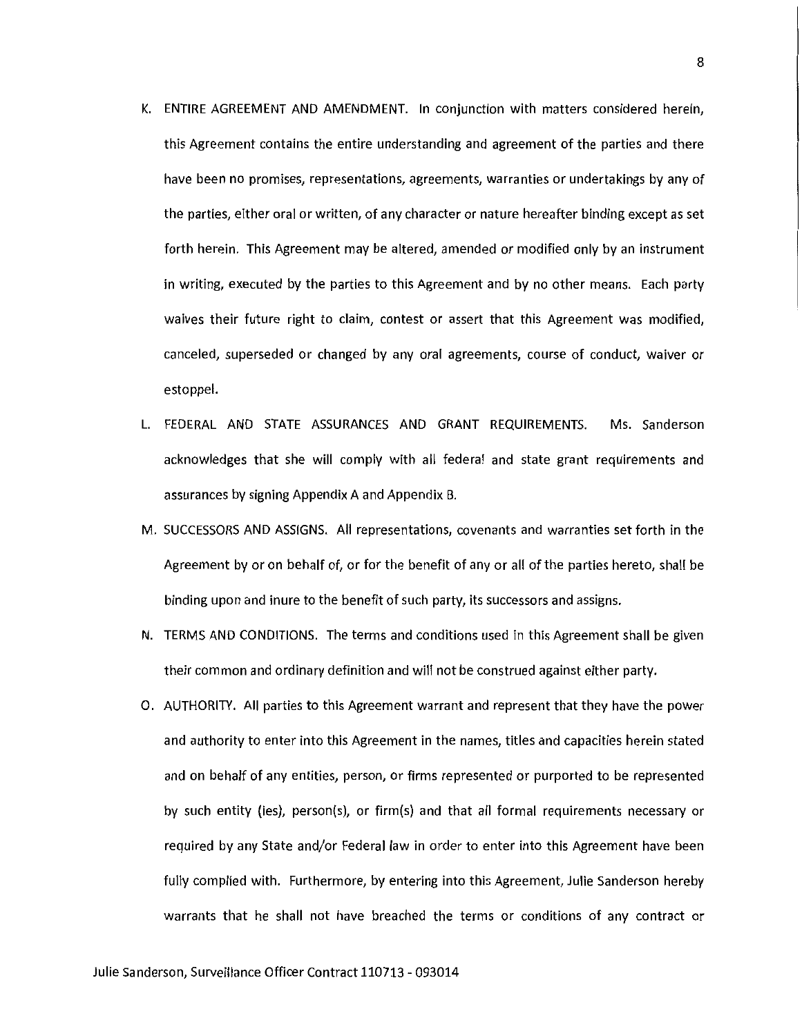K. ENTIRE AGREEMENT AND AMENDMENT. In conjunction with matters considered herein, this Agreement contains the entire understanding and agreement of the parties and there have been no promises, representations, agreements, warranties or undertakings by any of the parties, either oral or written, of any character or nature hereafter binding except as set forth herein. This Agreement may be altered, amended or modified only by an instrument in writing, executed by the parties to this Agreement and by no other means. Each party waives their future right to claim, contest or assert that this Agreement was modified, canceled, superseded or changed by any oral agreements, course of conduct, waiver or estoppel.

L. FEDERAL AND STATE ASSURANCES AND GRANT REQUIREMENTS. Ms. Sanderson acknowledges that she will comply with all federal and state grant requirements and assurances by signing Appendix A and Appendix B.

M. SUCCESSORS AND ASSIGNS. All representations, covenants and warranties set forth in the Agreement by or on behalf of, or for the benefit of any or all of the parties hereto, shall be binding upon and inure to the benefit of such party, its successors and assigns.

N. TERMS AND CONDITIONS. The terms and conditions used in this Agreement shall be given their common and ordinary definition and will not be construed against either party.

O. AUTHORITY. All parties to this Agreement warrant and represent that they have the power and authority to enter into this Agreement in the names, titles and capacities herein stated and on behalf of any entities, person, or firms represented or purported to be represented by such entity (ies), person(s), or firm(s) and that all formal requirements necessary or required by any State and/or Federal law in order to enter into this Agreement have been fully complied with. Furthermore, by entering into this Agreement, Julie Sanderson hereby warrants that he shall not have breached the terms or conditions of any contract or

Julie Sanderson, Surveillance Officer Contract 110713 - 093014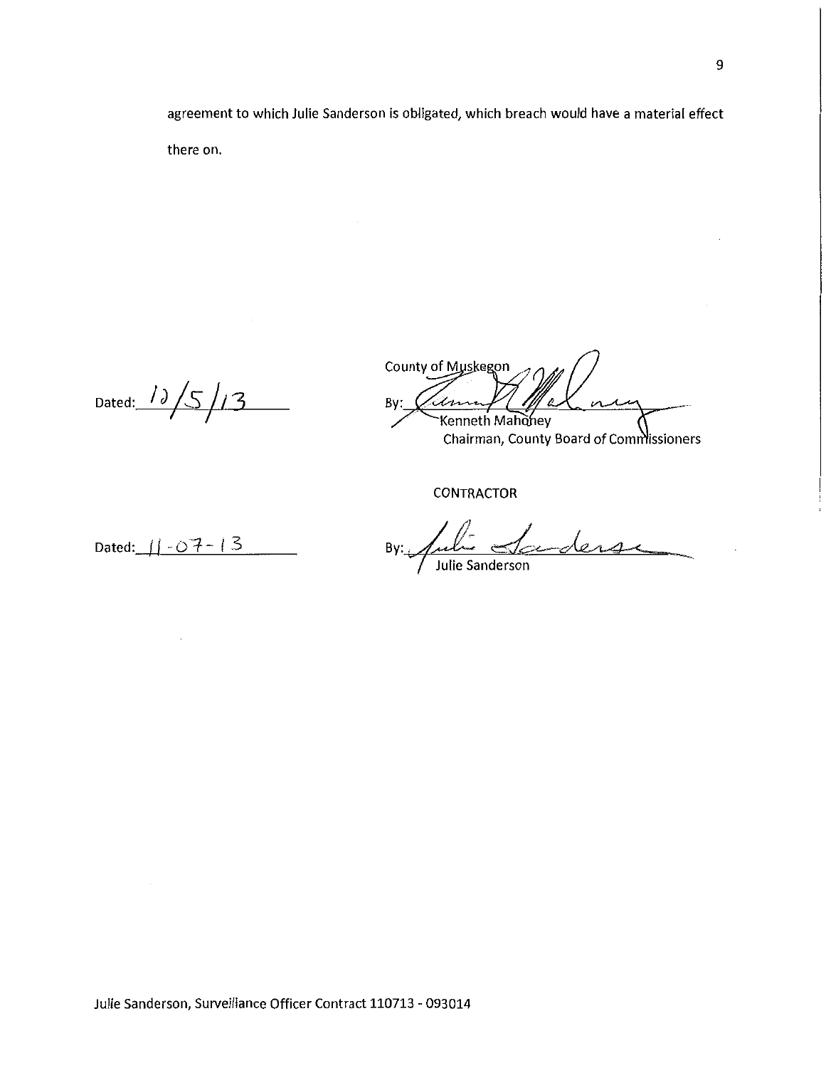agreement to which Julie Sanderson is obligated, which breach would have a material effect there on.

Dated: 12/5/13

County of Muskegon

By: ______________________
Kenneth Mahoney
Chairman, County Board of Commissioners

CONTRACTOR

Dated: 11-07-13

By: ______________________
Julie Sanderson

Julie Sanderson, Surveillance Officer Contract 110713 - 093014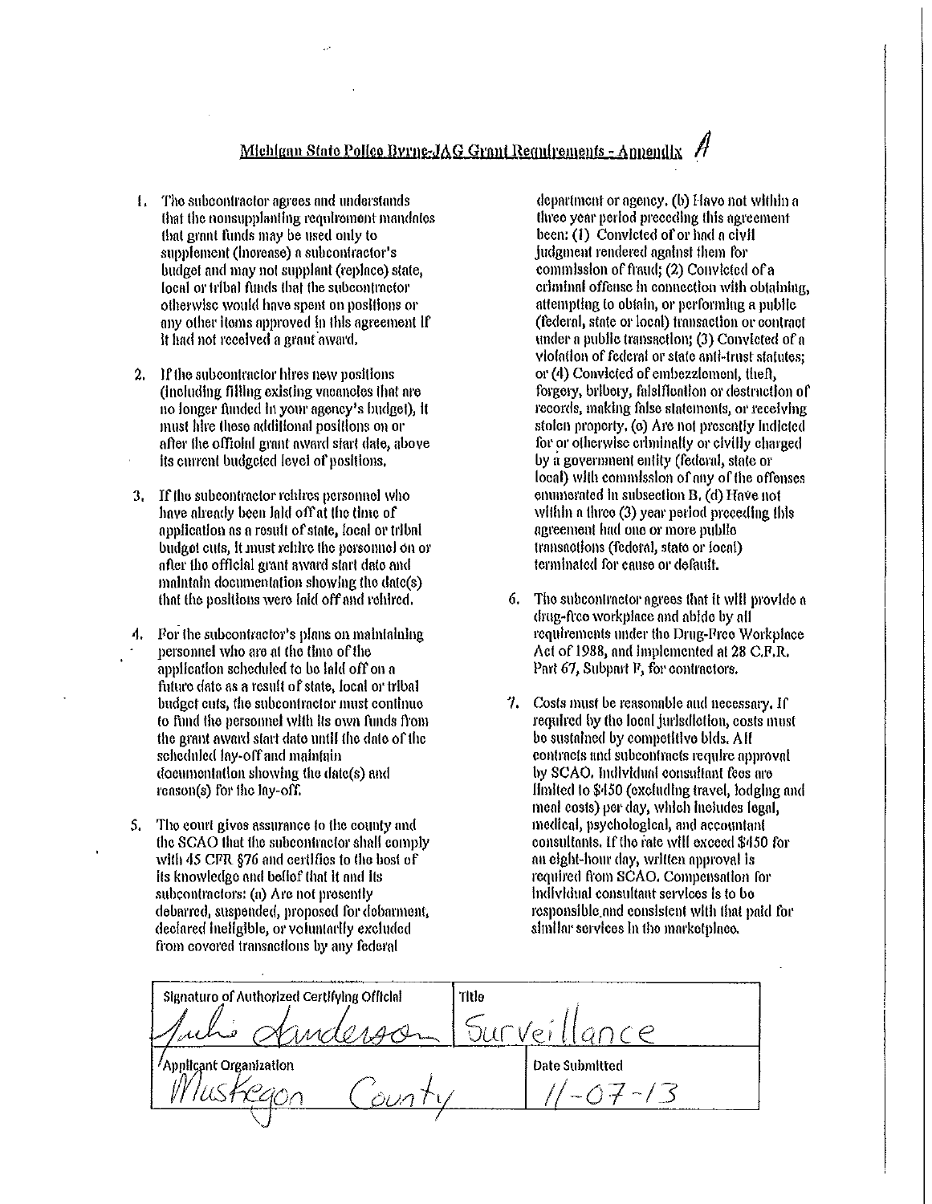# Michigan State Police Byrne-JAG Grant Requirements - Appendix A

1. The subcontractor agrees and understands that the nonsupplanting requirement mandates that grant funds may be used only to supplement (increase) a subcontractor's budget and may not supplant (replace) state, local or tribal funds that the subcontractor otherwise would have spent on positions or any other items approved in this agreement if it had not received a grant award.

2. If the subcontractor hires new positions (including filling existing vacancies that are no longer funded in your agency's budget), it must hire these additional positions on or after the official grant award start date, above its current budgeted level of positions.

3. If the subcontractor rehires personnel who have already been laid off at the time of application as a result of state, local or tribal budget cuts, it must rehire the personnel on or after the official grant award start date and maintain documentation showing the date(s) that the positions were laid off and rehired.

4. For the subcontractor's plans on maintaining personnel who are at the time of the application scheduled to be laid off on a future date as a result of state, local or tribal budget cuts, the subcontractor must continue to fund the personnel with its own funds from the grant award start date until the date of the scheduled lay-off and maintain documentation showing the date(s) and reason(s) for the lay-off.

5. The court gives assurance to the county and the SCAO that the subcontractor shall comply with 45 CFR §76 and certifies to the best of its knowledge and belief that it and its subcontractors: (a) Are not presently debarred, suspended, proposed for debarment, declared ineligible, or voluntarily excluded from covered transactions by any federal department or agency. (b) Have not within a three year period preceding this agreement been: (1) Convicted of or had a civil judgment rendered against them for commission of fraud; (2) Convicted of a criminal offense in connection with obtaining, attempting to obtain, or performing a public (federal, state or local) transaction or contract under a public transaction; (3) Convicted of a violation of federal or state anti-trust statutes; or (4) Convicted of embezzlement, theft, forgery, bribery, falsification or destruction of records, making false statements, or receiving stolen property. (c) Are not presently indicted for or otherwise criminally or civilly charged by a government entity (federal, state or local) with commission of any of the offenses enumerated in subsection B. (d) Have not within a three (3) year period preceding this agreement had one or more public transactions (federal, state or local) terminated for cause or default.

6. The subcontractor agrees that it will provide a drug-free workplace and abide by all requirements under the Drug-Free Workplace Act of 1988, and implemented at 28 C.F.R. Part 67, Subpart F, for contractors.

7. Costs must be reasonable and necessary. If required by the local jurisdiction, costs must be sustained by competitive bids. All contracts and subcontracts require approval by SCAO. Individual consultant fees are limited to $450 (excluding travel, lodging and meal costs) per day, which includes legal, medical, psychological, and accountant consultants. If the rate will exceed $450 for an eight-hour day, written approval is required from SCAO. Compensation for individual consultant services is to be responsible and consistent with that paid for similar services in the marketplace.

| Signature of Authorized Certifying Official | Title |
|---|---|
| Julie Anderson | Surveillance |
| **Applicant Organization** | **Date Submitted** |
| Muskegon County | 11-07-13 |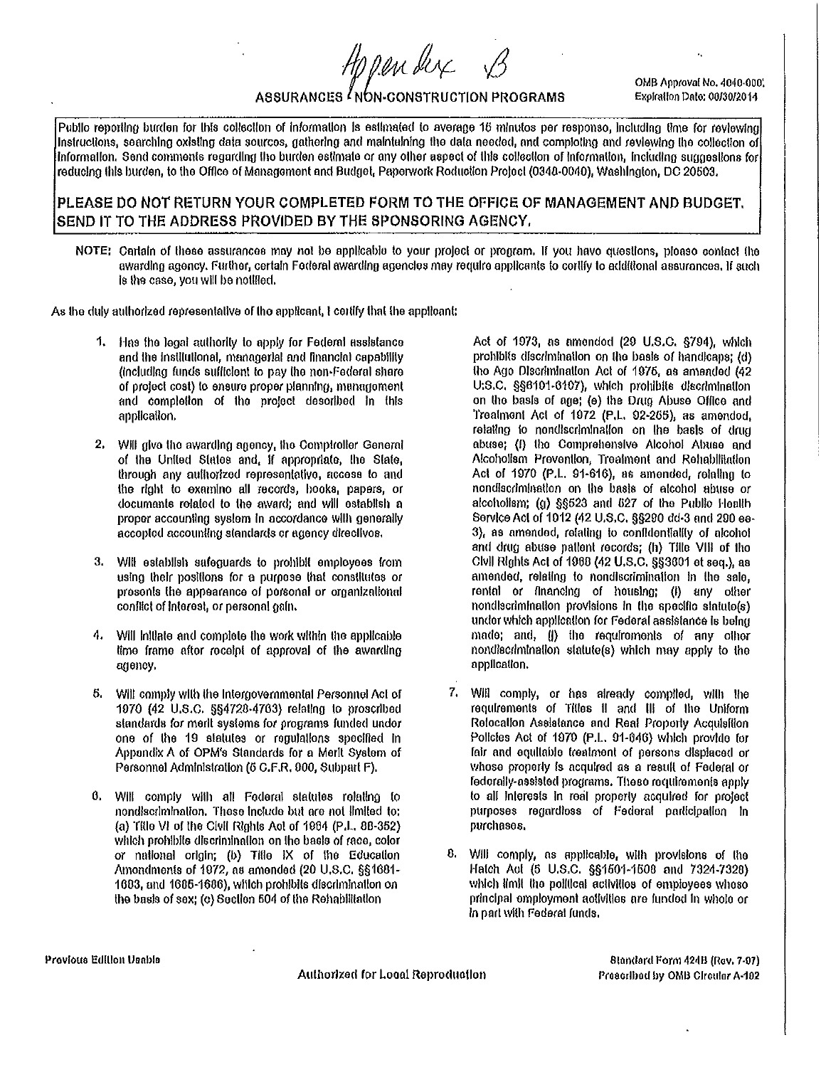Appendix B

# ASSURANCES - NON-CONSTRUCTION PROGRAMS

OMB Approval No. 4040-0007
Expiration Date: 06/30/2014

Public reporting burden for this collection of information is estimated to average 15 minutes per response, including time for reviewing instructions, searching existing data sources, gathering and maintaining the data needed, and completing and reviewing the collection of information. Send comments regarding the burden estimate or any other aspect of this collection of information, including suggestions for reducing this burden, to the Office of Management and Budget, Paperwork Reduction Project (0348-0040), Washington, DC 20503.

**PLEASE DO NOT RETURN YOUR COMPLETED FORM TO THE OFFICE OF MANAGEMENT AND BUDGET. SEND IT TO THE ADDRESS PROVIDED BY THE SPONSORING AGENCY.**

**NOTE:** Certain of these assurances may not be applicable to your project or program. If you have questions, please contact the awarding agency. Further, certain Federal awarding agencies may require applicants to certify to additional assurances. If such is the case, you will be notified.

As the duly authorized representative of the applicant, I certify that the applicant:

1. Has the legal authority to apply for Federal assistance and the institutional, managerial and financial capability (including funds sufficient to pay the non-Federal share of project cost) to ensure proper planning, management and completion of the project described in this application.

2. Will give the awarding agency, the Comptroller General of the United States and, if appropriate, the State, through any authorized representative, access to and the right to examine all records, books, papers, or documents related to the award; and will establish a proper accounting system in accordance with generally accepted accounting standards or agency directives.

3. Will establish safeguards to prohibit employees from using their positions for a purpose that constitutes or presents the appearance of personal or organizational conflict of interest, or personal gain.

4. Will initiate and complete the work within the applicable time frame after receipt of approval of the awarding agency.

5. Will comply with the Intergovernmental Personnel Act of 1970 (42 U.S.C. §§4728-4763) relating to prescribed standards for merit systems for programs funded under one of the 19 statutes or regulations specified in Appendix A of OPM's Standards for a Merit System of Personnel Administration (5 C.F.R. 900, Subpart F).

6. Will comply with all Federal statutes relating to nondiscrimination. These include but are not limited to: (a) Title VI of the Civil Rights Act of 1964 (P.L. 88-352) which prohibits discrimination on the basis of race, color or national origin; (b) Title IX of the Education Amendments of 1972, as amended (20 U.S.C. §§1681-1683, and 1685-1686), which prohibits discrimination on the basis of sex; (c) Section 504 of the Rehabilitation Act of 1973, as amended (29 U.S.C. §794), which prohibits discrimination on the basis of handicaps; (d) the Age Discrimination Act of 1975, as amended (42 U.S.C. §§6101-6107), which prohibits discrimination on the basis of age; (e) the Drug Abuse Office and Treatment Act of 1972 (P.L. 92-255), as amended, relating to nondiscrimination on the basis of drug abuse; (f) the Comprehensive Alcohol Abuse and Alcoholism Prevention, Treatment and Rehabilitation Act of 1970 (P.L. 91-616), as amended, relating to nondiscrimination on the basis of alcohol abuse or alcoholism; (g) §§523 and 527 of the Public Health Service Act of 1912 (42 U.S.C. §§290 dd-3 and 290 ee-3), as amended, relating to confidentiality of alcohol and drug abuse patient records; (h) Title VIII of the Civil Rights Act of 1968 (42 U.S.C. §§3601 et seq.), as amended, relating to nondiscrimination in the sale, rental or financing of housing; (i) any other nondiscrimination provisions in the specific statute(s) under which application for Federal assistance is being made; and, (j) the requirements of any other nondiscrimination statute(s) which may apply to the application.

7. Will comply, or has already complied, with the requirements of Titles II and III of the Uniform Relocation Assistance and Real Property Acquisition Policies Act of 1970 (P.L. 91-646) which provide for fair and equitable treatment of persons displaced or whose property is acquired as a result of Federal or federally-assisted programs. These requirements apply to all interests in real property acquired for project purposes regardless of Federal participation in purchases.

8. Will comply, as applicable, with provisions of the Hatch Act (5 U.S.C. §§1501-1508 and 7324-7328) which limit the political activities of employees whose principal employment activities are funded in whole or in part with Federal funds.

Previous Edition Usable

Authorized for Local Reproduction

Standard Form 424B (Rev. 7-97)
Prescribed by OMB Circular A-102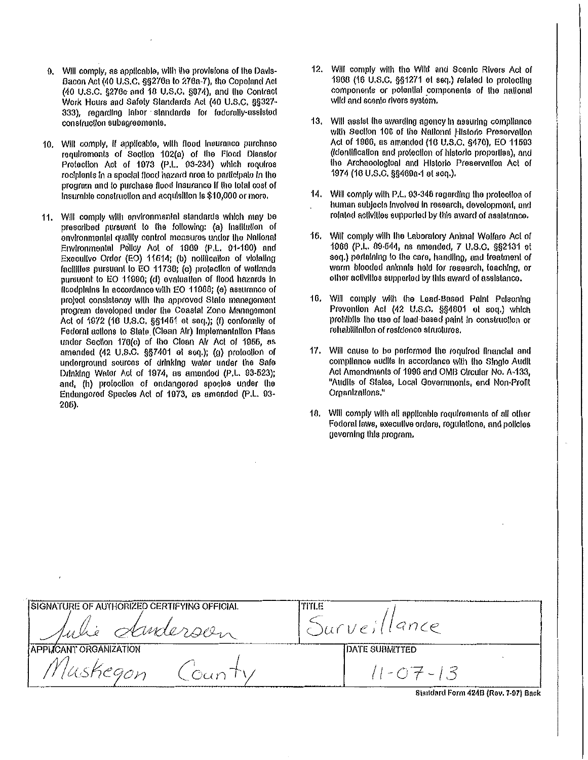9. Will comply, as applicable, with the provisions of the Davis-Bacon Act (40 U.S.C. §§276a to 276a-7), the Copeland Act (40 U.S.C. §276c and 18 U.S.C. §874), and the Contract Work Hours and Safety Standards Act (40 U.S.C. §§327-333), regarding labor standards for federally-assisted construction subagreements.

10. Will comply, if applicable, with flood insurance purchase requirements of Section 102(a) of the Flood Disaster Protection Act of 1973 (P.L. 93-234) which requires recipients in a special flood hazard area to participate in the program and to purchase flood insurance if the total cost of insurable construction and acquisition is $10,000 or more.

11. Will comply with environmental standards which may be prescribed pursuant to the following: (a) institution of environmental quality control measures under the National Environmental Policy Act of 1969 (P.L. 91-190) and Executive Order (EO) 11514; (b) notification of violating facilities pursuant to EO 11738; (c) protection of wetlands pursuant to EO 11990; (d) evaluation of flood hazards in floodplains in accordance with EO 11988; (e) assurance of project consistency with the approved State management program developed under the Coastal Zone Management Act of 1972 (16 U.S.C. §§1451 et seq.); (f) conformity of Federal actions to State (Clean Air) Implementation Plans under Section 176(c) of the Clean Air Act of 1955, as amended (42 U.S.C. §§7401 et seq.); (g) protection of underground sources of drinking water under the Safe Drinking Water Act of 1974, as amended (P.L. 93-523); and, (h) protection of endangered species under the Endangered Species Act of 1973, as amended (P.L. 93-205).

12. Will comply with the Wild and Scenic Rivers Act of 1968 (16 U.S.C. §§1271 et seq.) related to protecting components or potential components of the national wild and scenic rivers system.

13. Will assist the awarding agency in assuring compliance with Section 106 of the National Historic Preservation Act of 1966, as amended (16 U.S.C. §470), EO 11593 (identification and protection of historic properties), and the Archaeological and Historic Preservation Act of 1974 (16 U.S.C. §§469a-1 et seq.).

14. Will comply with P.L. 93-348 regarding the protection of human subjects involved in research, development, and related activities supported by this award of assistance.

15. Will comply with the Laboratory Animal Welfare Act of 1966 (P.L. 89-544, as amended, 7 U.S.C. §§2131 et seq.) pertaining to the care, handling, and treatment of warm blooded animals held for research, teaching, or other activities supported by this award of assistance.

16. Will comply with the Lead-Based Paint Poisoning Prevention Act (42 U.S.C. §§4801 et seq.) which prohibits the use of lead-based paint in construction or rehabilitation of residence structures.

17. Will cause to be performed the required financial and compliance audits in accordance with the Single Audit Act Amendments of 1996 and OMB Circular No. A-133, "Audits of States, Local Governments, and Non-Profit Organizations."

18. Will comply with all applicable requirements of all other Federal laws, executive orders, regulations, and policies governing this program.

| SIGNATURE OF AUTHORIZED CERTIFYING OFFICIAL | TITLE |
| --- | --- |
| Julie Anderson | Surveillance |
| **APPLICANT ORGANIZATION** | **DATE SUBMITTED** |
| Muskegon County | 11-07-13 |

Standard Form 424B (Rev. 7-97) Back